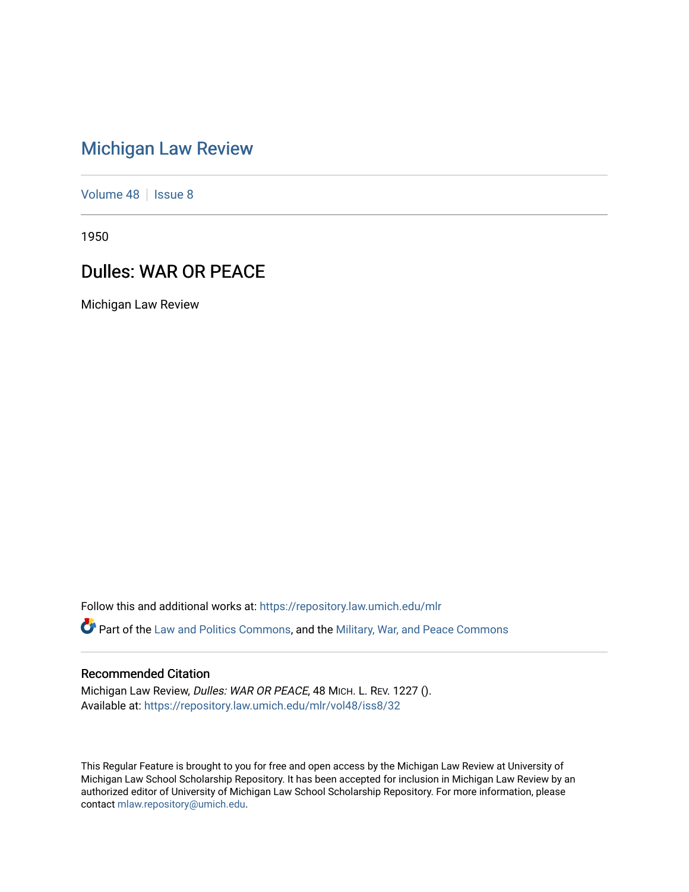# Michigan Law Review

Volume 48 | Issue 8

1950

## Dulles: WAR OR PEACE

Michigan Law Review

Follow this and additional works at: https://repository.law.umich.edu/mlr

Part of the Law and Politics Commons, and the Military, War, and Peace Commons

### Recommended Citation

Michigan Law Review, *Dulles: WAR OR PEACE*, 48 MICH. L. REV. 1227 ().
Available at: https://repository.law.umich.edu/mlr/vol48/iss8/32

This Regular Feature is brought to you for free and open access by the Michigan Law Review at University of Michigan Law School Scholarship Repository. It has been accepted for inclusion in Michigan Law Review by an authorized editor of University of Michigan Law School Scholarship Repository. For more information, please contact mlaw.repository@umich.edu.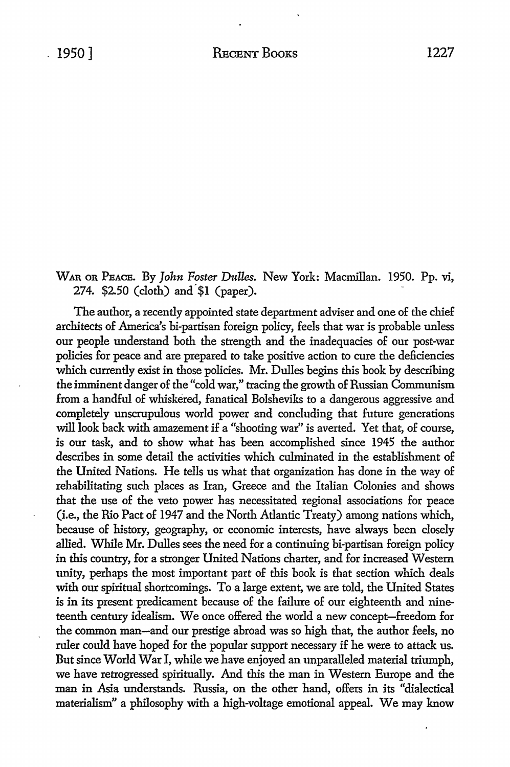WAR OR PEACE. By *John Foster Dulles*. New York: Macmillan. 1950. Pp. vi, 274. $2.50 (cloth) and $1 (paper).

The author, a recently appointed state department adviser and one of the chief architects of America's bi-partisan foreign policy, feels that war is probable unless our people understand both the strength and the inadequacies of our post-war policies for peace and are prepared to take positive action to cure the deficiencies which currently exist in those policies. Mr. Dulles begins this book by describing the imminent danger of the "cold war," tracing the growth of Russian Communism from a handful of whiskered, fanatical Bolsheviks to a dangerous aggressive and completely unscrupulous world power and concluding that future generations will look back with amazement if a "shooting war" is averted. Yet that, of course, is our task, and to show what has been accomplished since 1945 the author describes in some detail the activities which culminated in the establishment of the United Nations. He tells us what that organization has done in the way of rehabilitating such places as Iran, Greece and the Italian Colonies and shows that the use of the veto power has necessitated regional associations for peace (i.e., the Rio Pact of 1947 and the North Atlantic Treaty) among nations which, because of history, geography, or economic interests, have always been closely allied. While Mr. Dulles sees the need for a continuing bi-partisan foreign policy in this country, for a stronger United Nations charter, and for increased Western unity, perhaps the most important part of this book is that section which deals with our spiritual shortcomings. To a large extent, we are told, the United States is in its present predicament because of the failure of our eighteenth and nineteenth century idealism. We once offered the world a new concept—freedom for the common man—and our prestige abroad was so high that, the author feels, no ruler could have hoped for the popular support necessary if he were to attack us. But since World War I, while we have enjoyed an unparalleled material triumph, we have retrogressed spiritually. And this the man in Western Europe and the man in Asia understands. Russia, on the other hand, offers in its "dialectical materialism" a philosophy with a high-voltage emotional appeal. We may know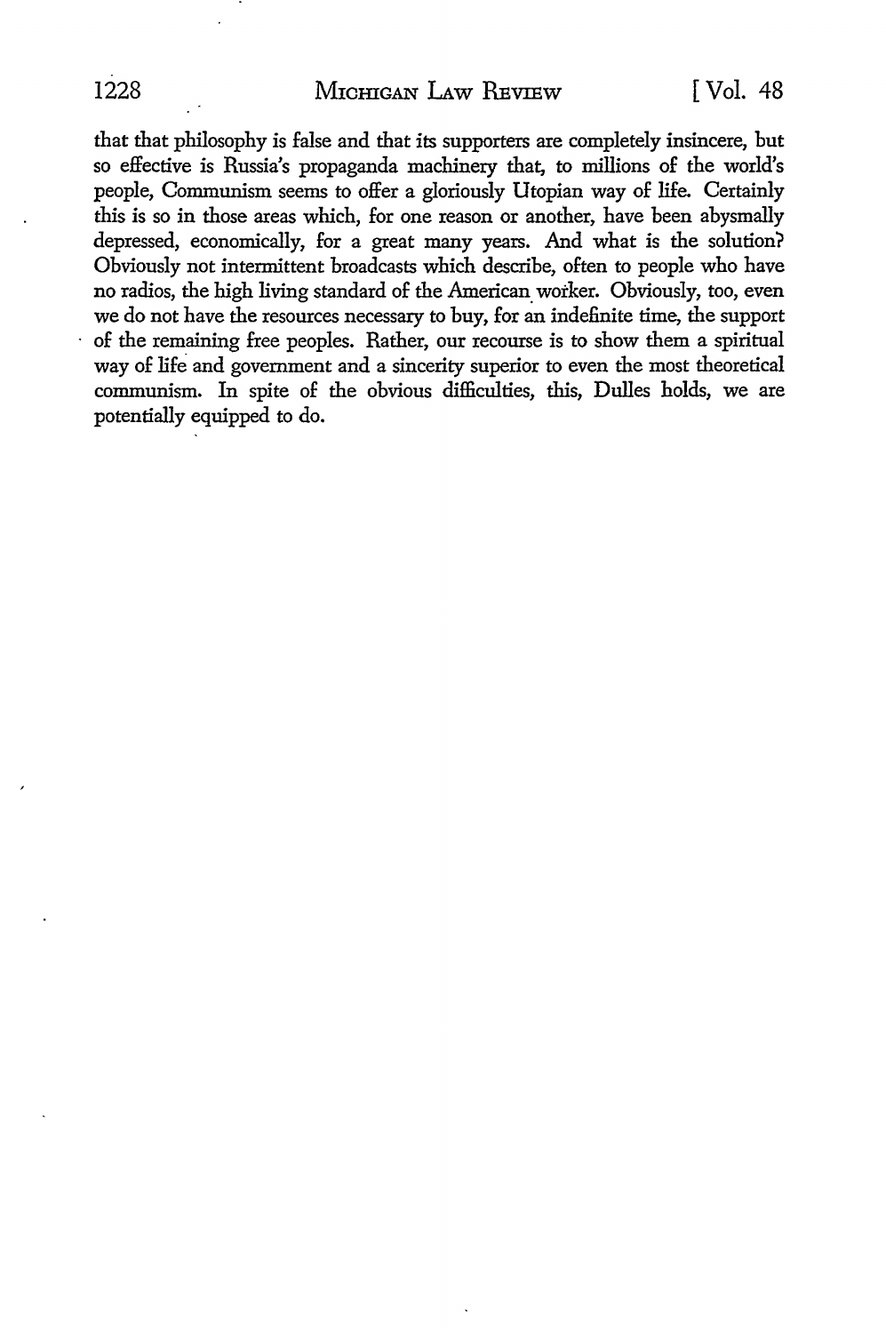that that philosophy is false and that its supporters are completely insincere, but so effective is Russia's propaganda machinery that, to millions of the world's people, Communism seems to offer a gloriously Utopian way of life. Certainly this is so in those areas which, for one reason or another, have been abysmally depressed, economically, for a great many years. And what is the solution? Obviously not intermittent broadcasts which describe, often to people who have no radios, the high living standard of the American worker. Obviously, too, even we do not have the resources necessary to buy, for an indefinite time, the support of the remaining free peoples. Rather, our recourse is to show them a spiritual way of life and government and a sincerity superior to even the most theoretical communism. In spite of the obvious difficulties, this, Dulles holds, we are potentially equipped to do.